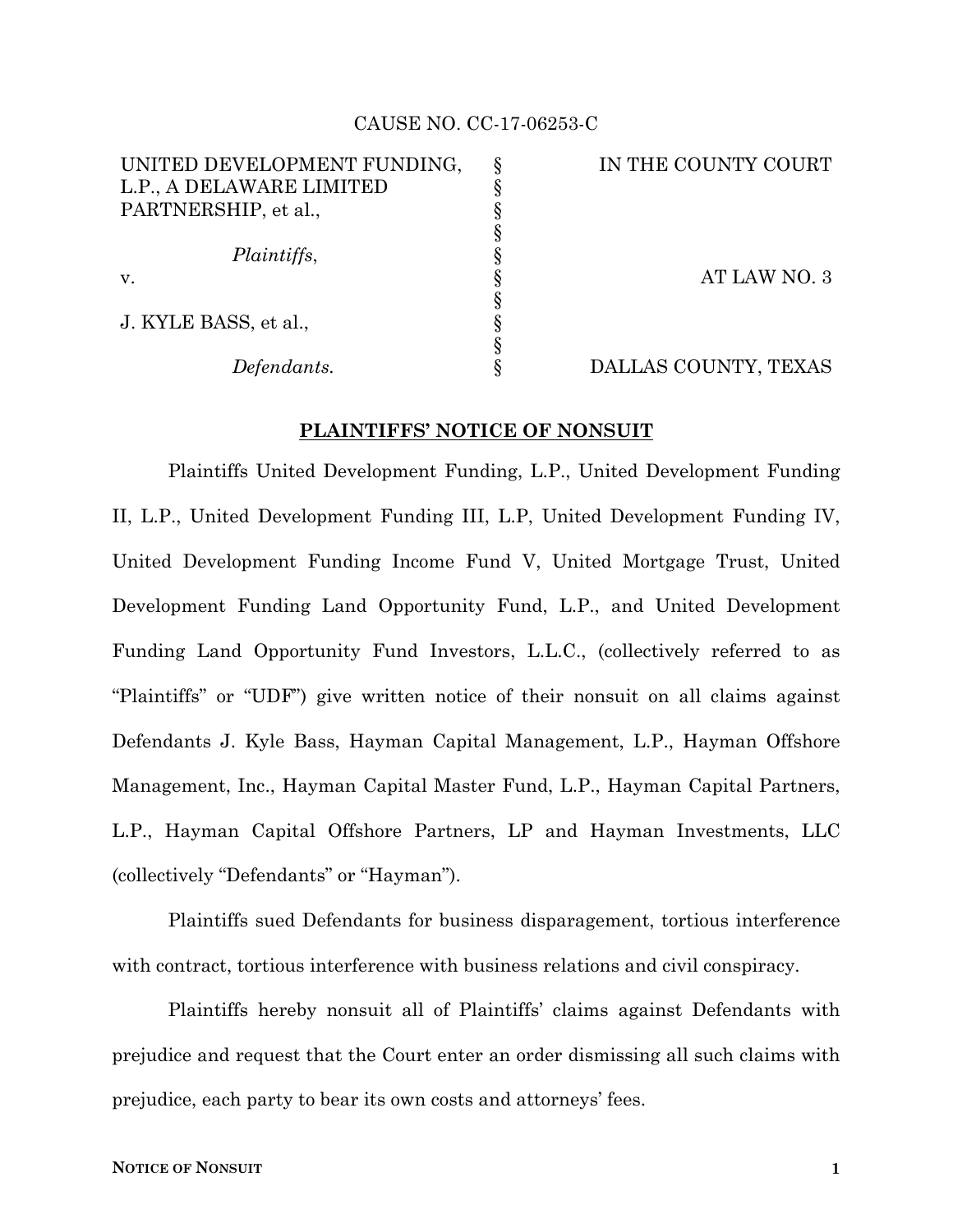CAUSE NO. CC-17-06253-C

| | | |
|---|---|---|
| UNITED DEVELOPMENT FUNDING, L.P., A DELAWARE LIMITED PARTNERSHIP, et al., | § | IN THE COUNTY COURT |
| *Plaintiffs*, | § | |
| v. | § | AT LAW NO. 3 |
| J. KYLE BASS, et al., | § | |
| *Defendants.* | § | DALLAS COUNTY, TEXAS |

## PLAINTIFFS' NOTICE OF NONSUIT

Plaintiffs United Development Funding, L.P., United Development Funding II, L.P., United Development Funding III, L.P, United Development Funding IV, United Development Funding Income Fund V, United Mortgage Trust, United Development Funding Land Opportunity Fund, L.P., and United Development Funding Land Opportunity Fund Investors, L.L.C., (collectively referred to as "Plaintiffs" or "UDF") give written notice of their nonsuit on all claims against Defendants J. Kyle Bass, Hayman Capital Management, L.P., Hayman Offshore Management, Inc., Hayman Capital Master Fund, L.P., Hayman Capital Partners, L.P., Hayman Capital Offshore Partners, LP and Hayman Investments, LLC (collectively "Defendants" or "Hayman").

Plaintiffs sued Defendants for business disparagement, tortious interference with contract, tortious interference with business relations and civil conspiracy.

Plaintiffs hereby nonsuit all of Plaintiffs' claims against Defendants with prejudice and request that the Court enter an order dismissing all such claims with prejudice, each party to bear its own costs and attorneys' fees.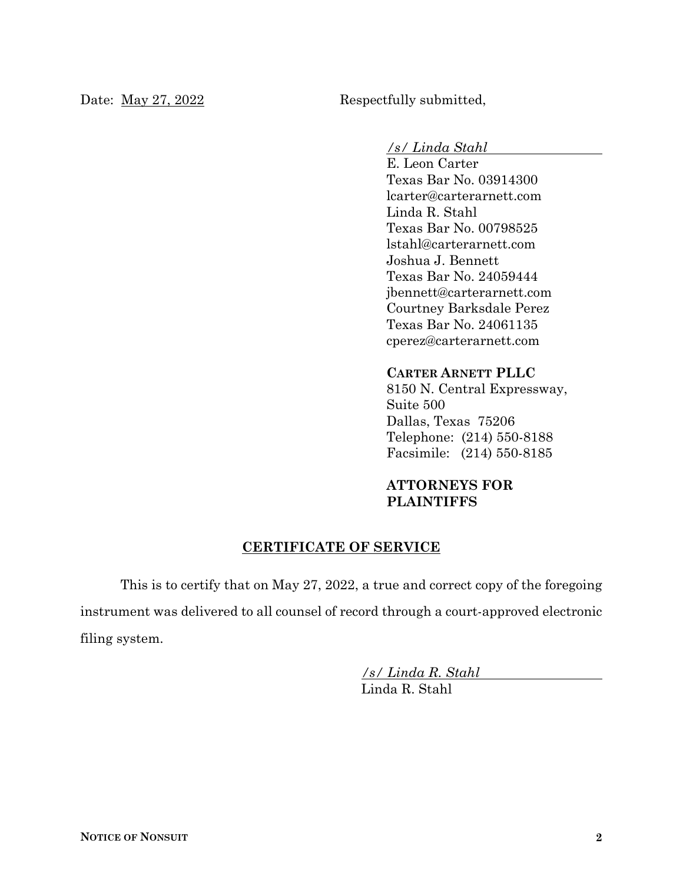Date: May 27, 2022

Respectfully submitted,

*/s/ Linda Stahl*
E. Leon Carter
Texas Bar No. 03914300
lcarter@carterarnett.com
Linda R. Stahl
Texas Bar No. 00798525
lstahl@carterarnett.com
Joshua J. Bennett
Texas Bar No. 24059444
jbennett@carterarnett.com
Courtney Barksdale Perez
Texas Bar No. 24061135
cperez@carterarnett.com

**CARTER ARNETT PLLC**
8150 N. Central Expressway,
Suite 500
Dallas, Texas 75206
Telephone: (214) 550-8188
Facsimile: (214) 550-8185

**ATTORNEYS FOR PLAINTIFFS**

## CERTIFICATE OF SERVICE

This is to certify that on May 27, 2022, a true and correct copy of the foregoing instrument was delivered to all counsel of record through a court-approved electronic filing system.

*/s/ Linda R. Stahl*
Linda R. Stahl